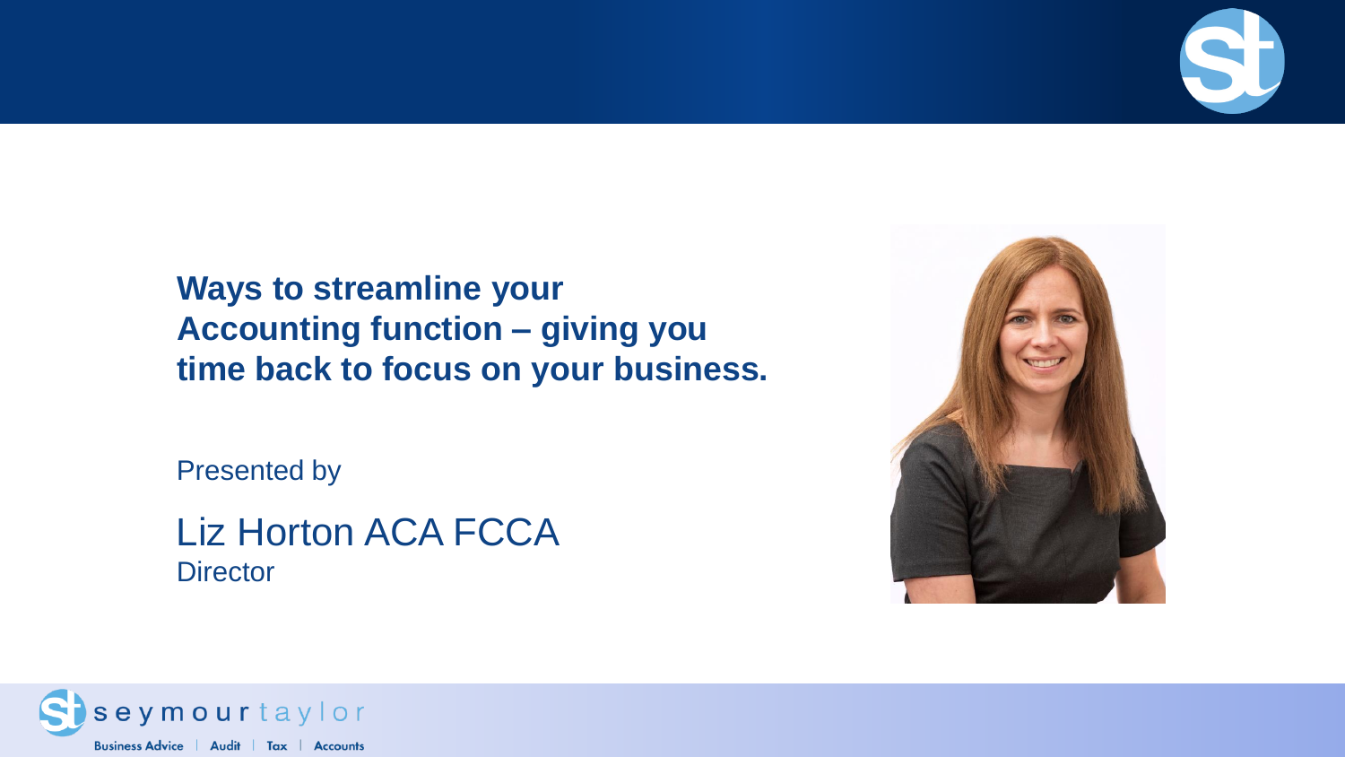# Ways to streamline your Accounting function – giving you time back to focus on your business.

Presented by

Liz Horton ACA FCCA
Director

seymour taylor

Business Advice | Audit | Tax | Accounts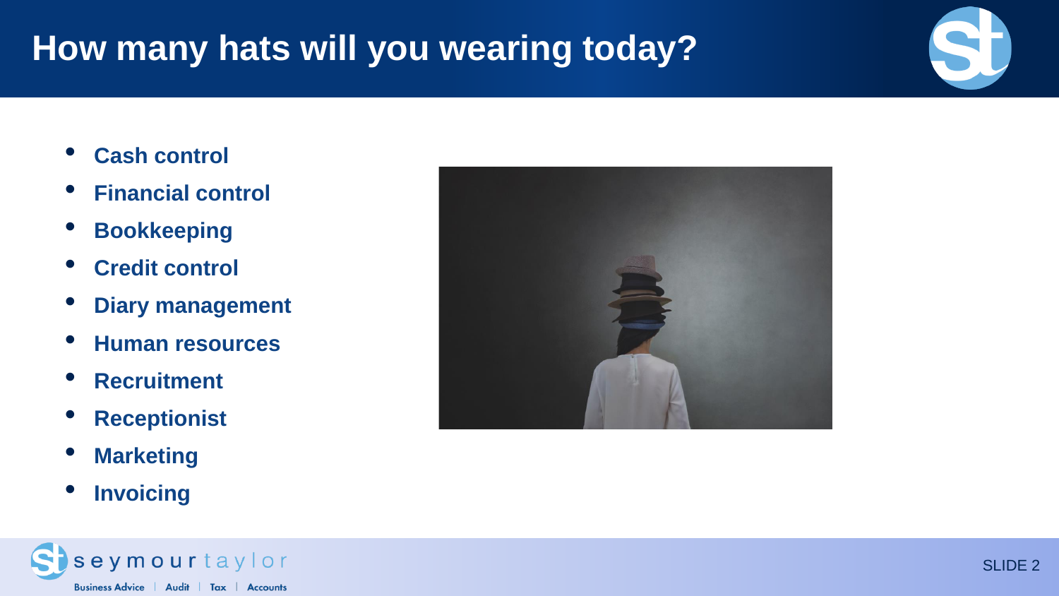# How many hats will you wearing today?

- Cash control
- Financial control
- Bookkeeping
- Credit control
- Diary management
- Human resources
- Recruitment
- Receptionist
- Marketing
- Invoicing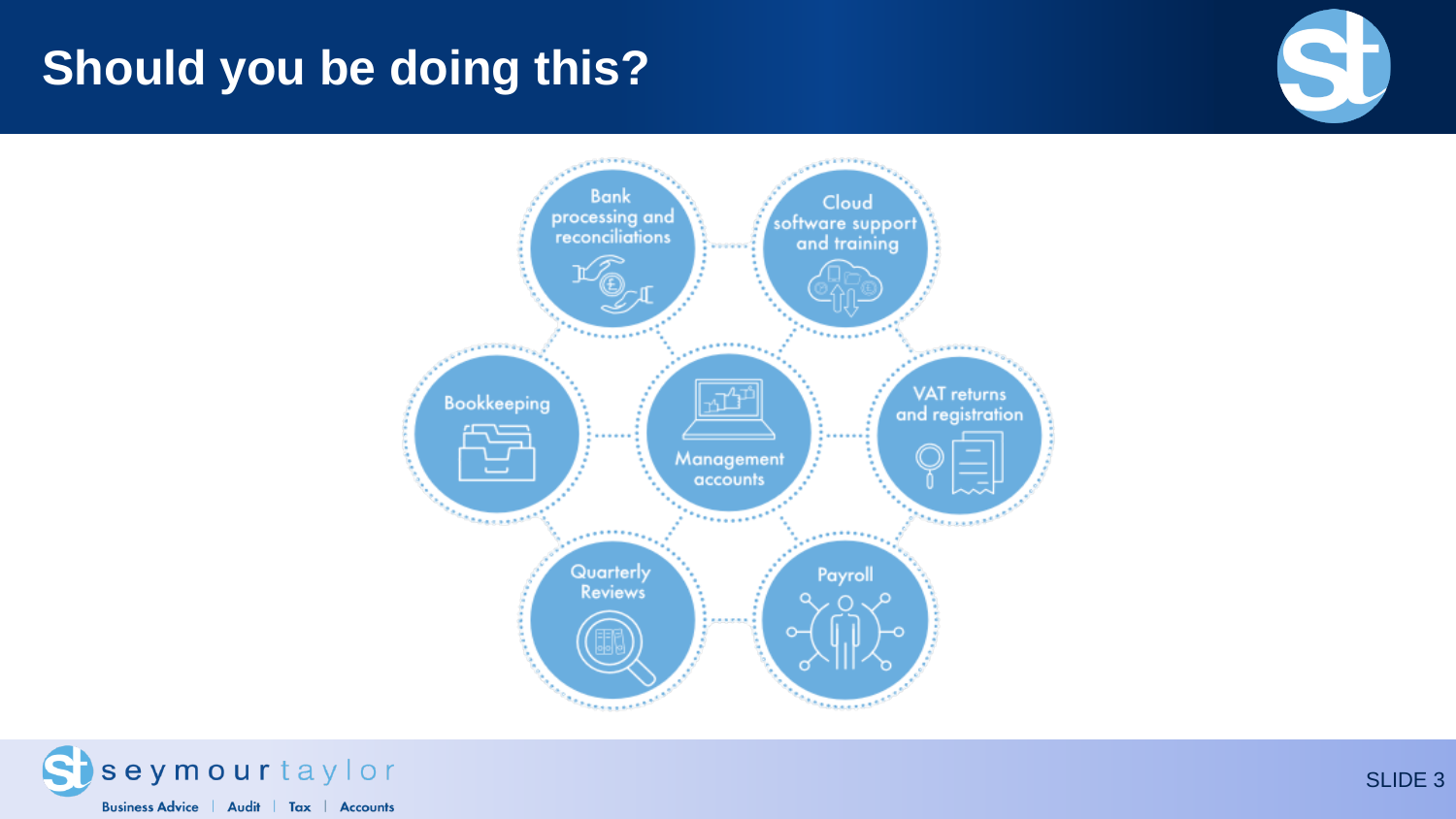# Should you be doing this?

- Bank processing and reconciliations
- Cloud software support and training
- Bookkeeping
- Management accounts
- VAT returns and registration
- Quarterly Reviews
- Payroll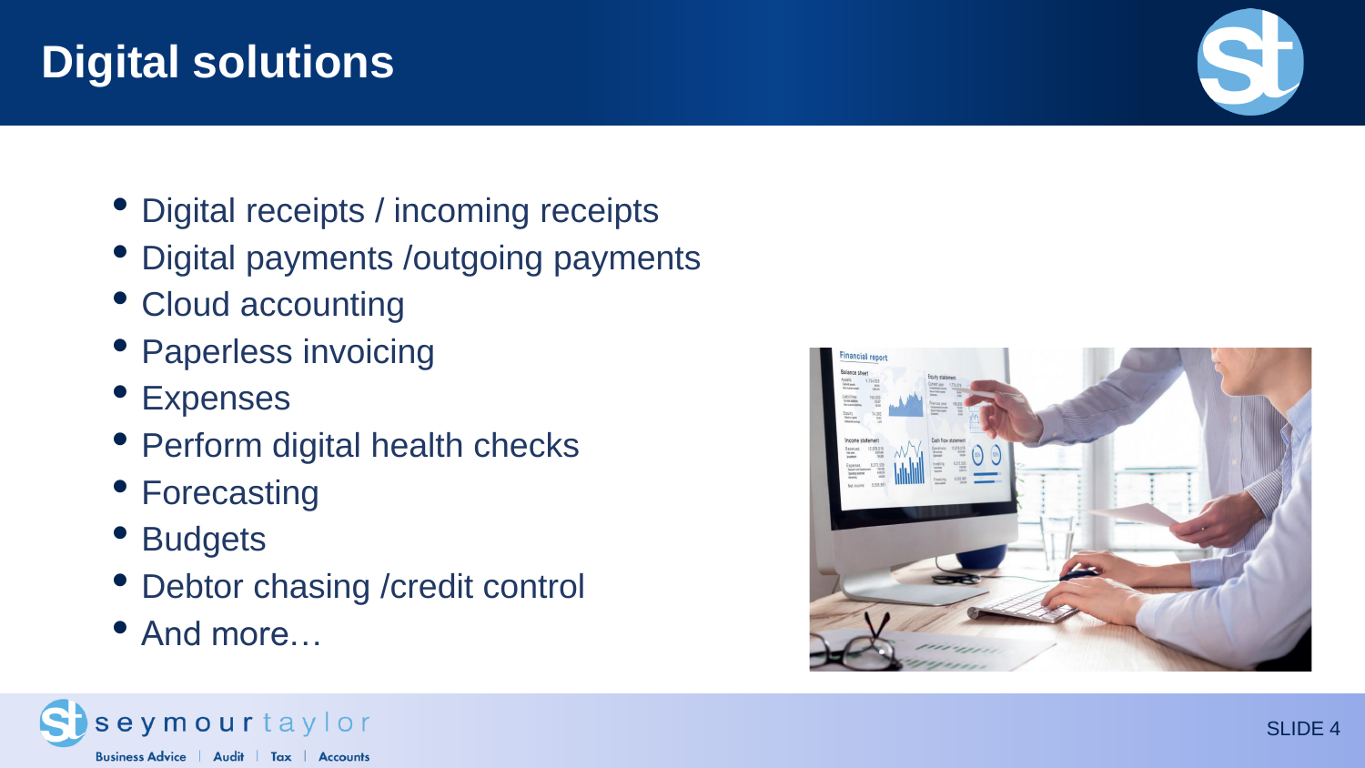# Digital solutions

- Digital receipts / incoming receipts
- Digital payments /outgoing payments
- Cloud accounting
- Paperless invoicing
- Expenses
- Perform digital health checks
- Forecasting
- Budgets
- Debtor chasing /credit control
- And more…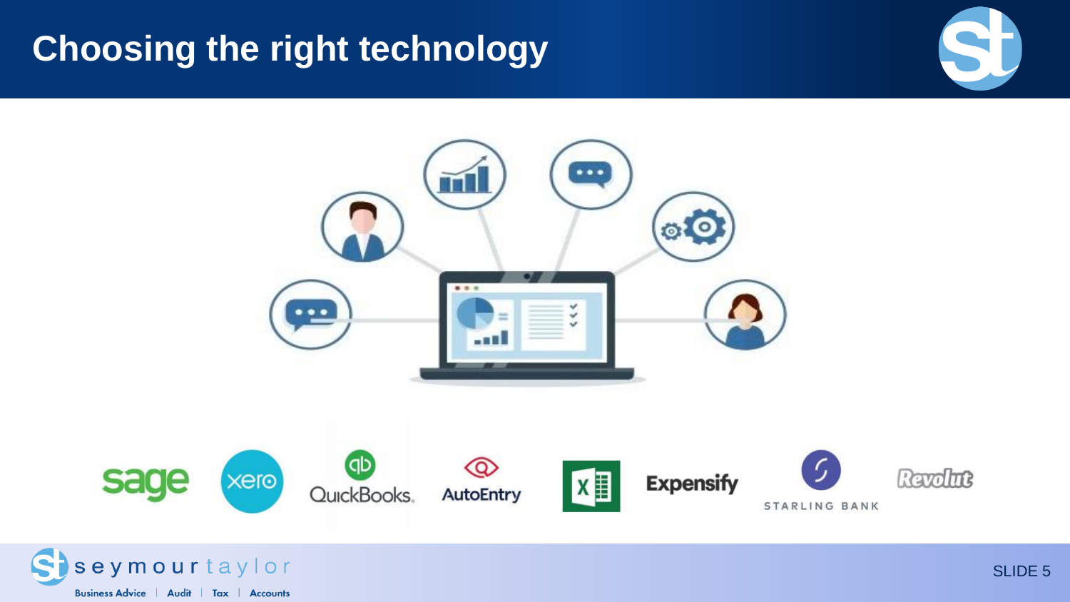# Choosing the right technology

sage | xero | QuickBooks | AutoEntry | Excel | Expensify | STARLING BANK | Revolut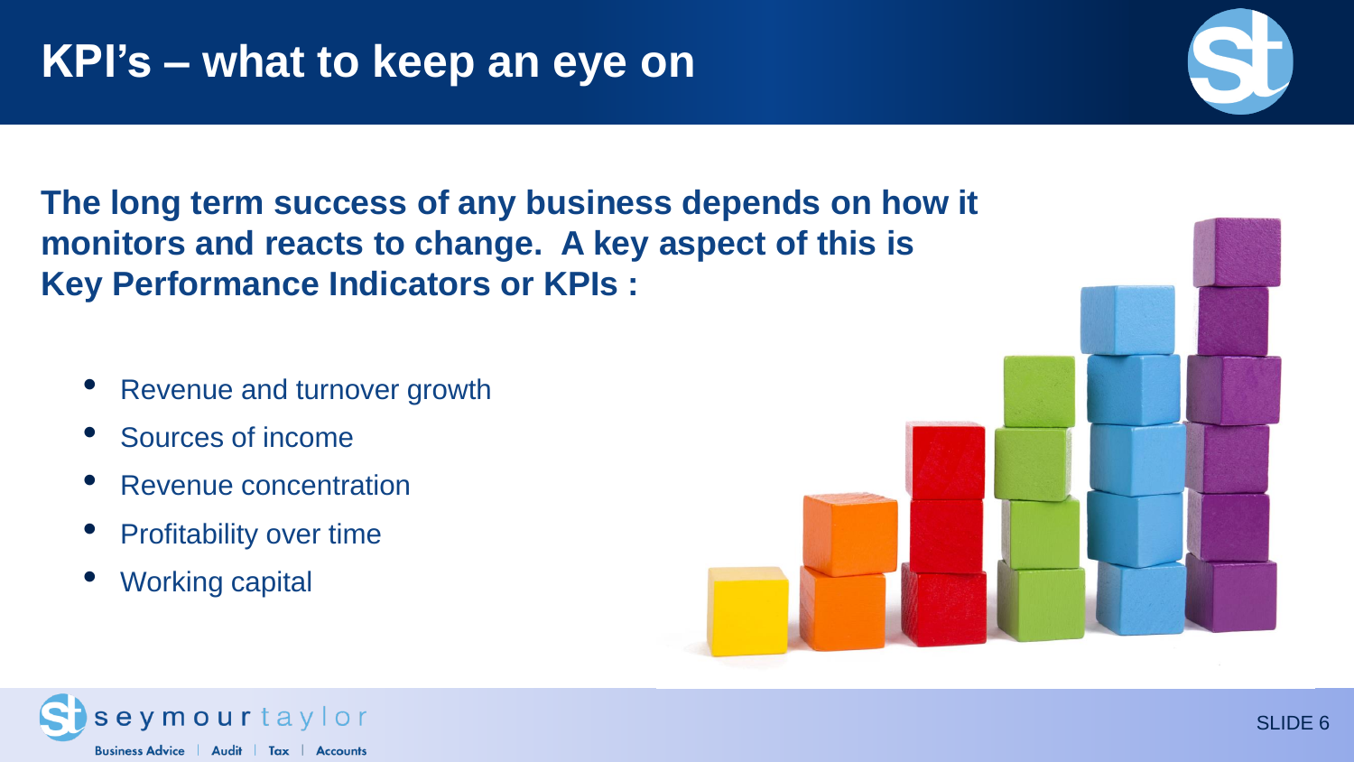# KPI's – what to keep an eye on

**The long term success of any business depends on how it monitors and reacts to change. A key aspect of this is Key Performance Indicators or KPIs :**

- Revenue and turnover growth
- Sources of income
- Revenue concentration
- Profitability over time
- Working capital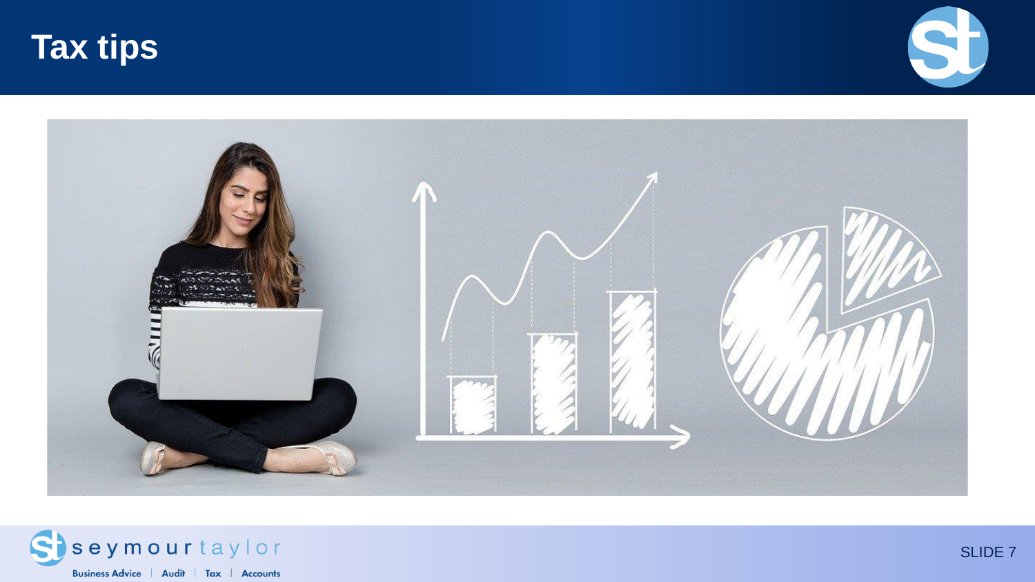# Tax tips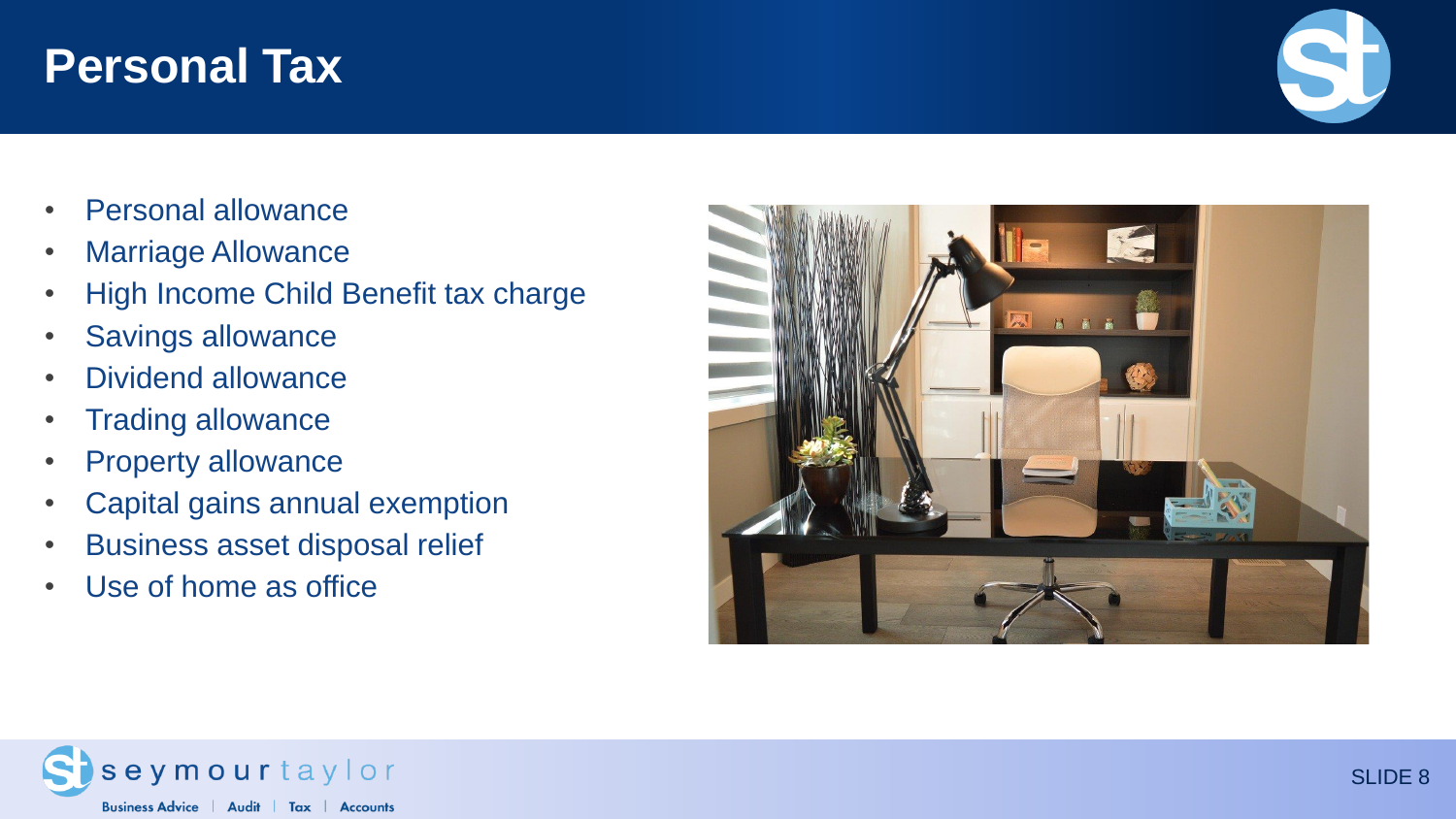# Personal Tax

- Personal allowance
- Marriage Allowance
- High Income Child Benefit tax charge
- Savings allowance
- Dividend allowance
- Trading allowance
- Property allowance
- Capital gains annual exemption
- Business asset disposal relief
- Use of home as office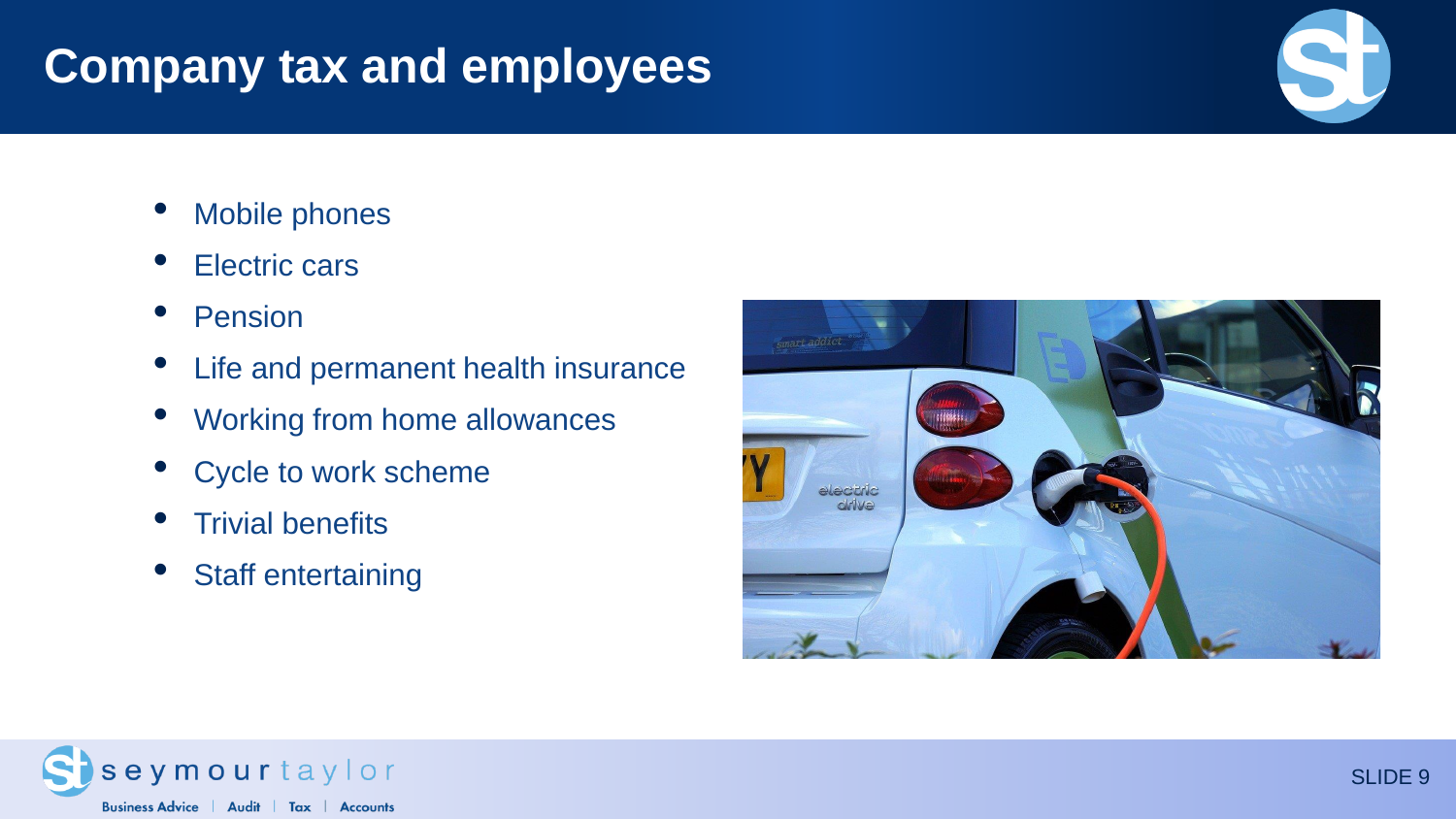# Company tax and employees

- Mobile phones
- Electric cars
- Pension
- Life and permanent health insurance
- Working from home allowances
- Cycle to work scheme
- Trivial benefits
- Staff entertaining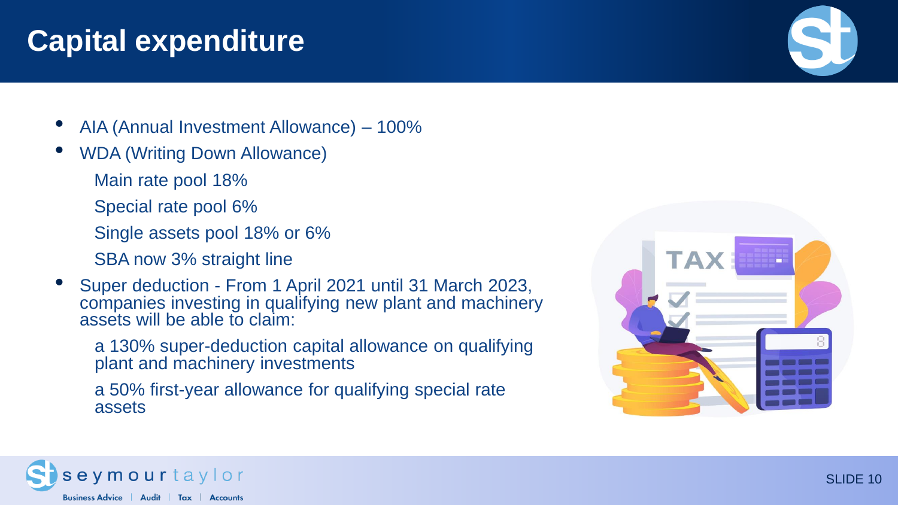# Capital expenditure

- AIA (Annual Investment Allowance) – 100%
- WDA (Writing Down Allowance)
  - Main rate pool 18%
  - Special rate pool 6%
  - Single assets pool 18% or 6%
  - SBA now 3% straight line
- Super deduction - From 1 April 2021 until 31 March 2023, companies investing in qualifying new plant and machinery assets will be able to claim:
  - a 130% super-deduction capital allowance on qualifying plant and machinery investments
  - a 50% first-year allowance for qualifying special rate assets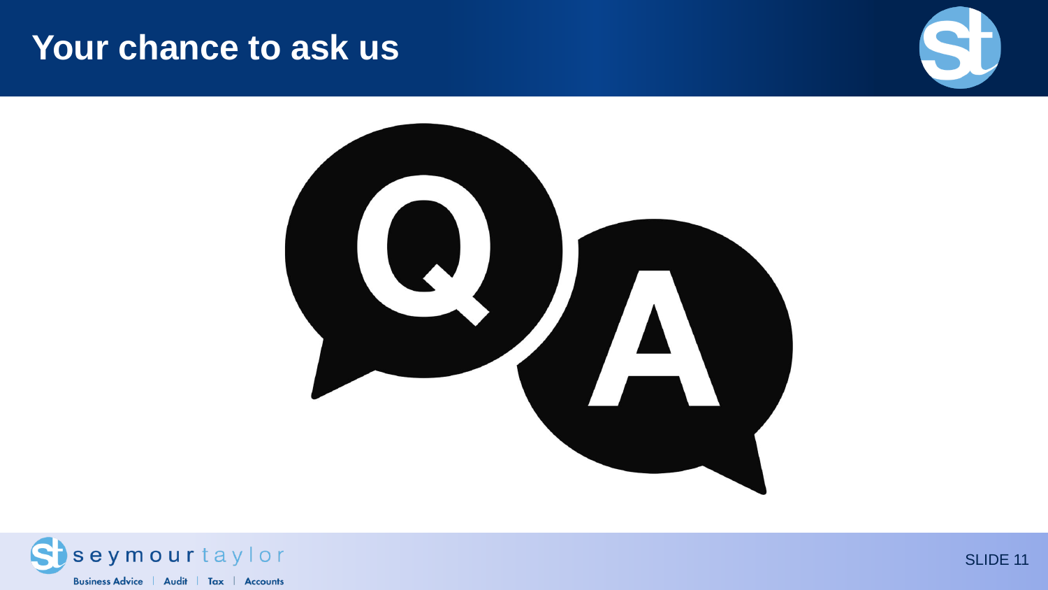# Your chance to ask us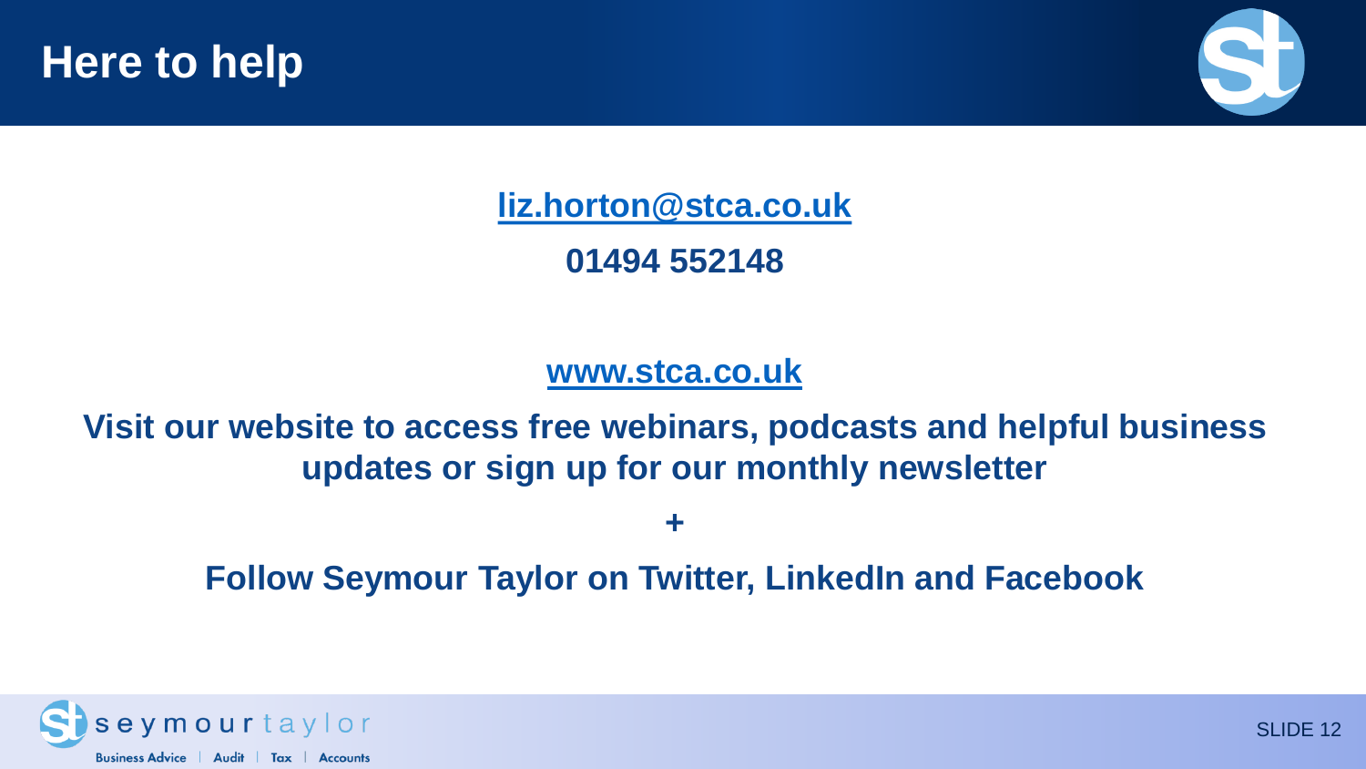# Here to help

**liz.horton@stca.co.uk**

**01494 552148**

**www.stca.co.uk**

**Visit our website to access free webinars, podcasts and helpful business updates or sign up for our monthly newsletter**

**+**

**Follow Seymour Taylor on Twitter, LinkedIn and Facebook**

seymourtaylor

Business Advice | Audit | Tax | Accounts